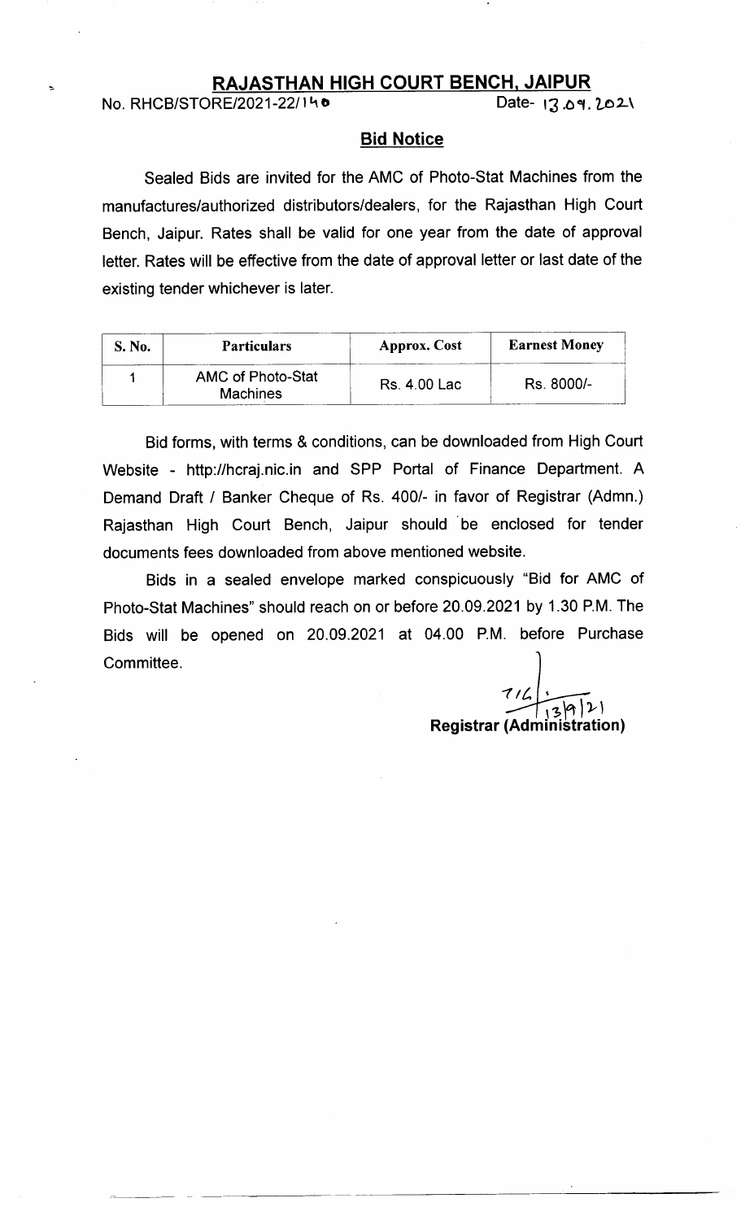# RAJASTHAN HIGH COURT BENCH, JAIPUR

No. RHCB/STORE/2021-22/140 Date- 13.09.2021

## Bid Notice

Sealed Bids are invited for the AMC of Photo-Stat Machines from the manufactures/authorized distributors/dealers, for the Rajasthan High Court Bench, Jaipur. Rates shall be valid for one year from the date of approval letter. Rates will be effective from the date of approval letter or last date of the existing tender whichever is later.

| S. No. | Particulars | Approx. Cost | Earnest Money |
|---|---|---|---|
| 1 | AMC of Photo-Stat Machines | Rs. 4.00 Lac | Rs. 8000/- |

Bid forms, with terms & conditions, can be downloaded from High Court Website - http://hcraj.nic.in and SPP Portal of Finance Department. A Demand Draft / Banker Cheque of Rs. 400/- in favor of Registrar (Admn.) Rajasthan High Court Bench, Jaipur should be enclosed for tender documents fees downloaded from above mentioned website.

Bids in a sealed envelope marked conspicuously "Bid for AMC of Photo-Stat Machines" should reach on or before 20.09.2021 by 1.30 P.M. The Bids will be opened on 20.09.2021 at 04.00 P.M. before Purchase Committee.

13/9/21

**Registrar (Administration)**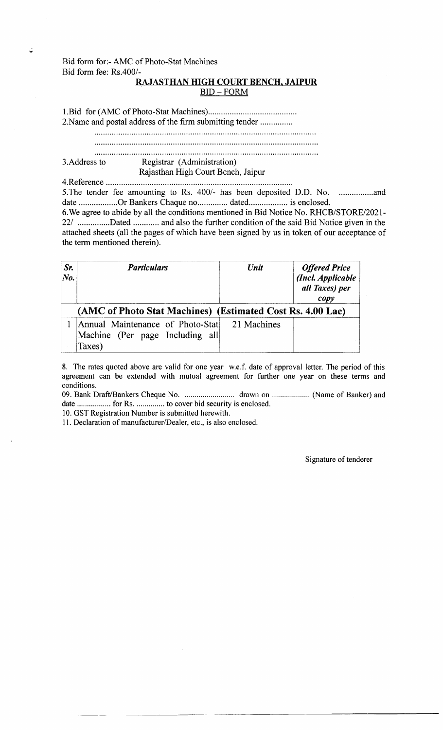Bid form for:- AMC of Photo-Stat Machines
Bid form fee: Rs.400/-

## RAJASTHAN HIGH COURT BENCH, JAIPUR

### BID – FORM

1.Bid for (AMC of Photo-Stat Machines).........................................

2.Name and postal address of the firm submitting tender ...............

......................................................................................................

......................................................................................................

......................................................................................................

3.Address to Registrar (Administration)
Rajasthan High Court Bench, Jaipur

4.Reference ....................................................................................

5.The tender fee amounting to Rs. 400/- has been deposited D.D. No. ................and date ..................Or Bankers Chaque no............. dated.................. is enclosed.

6.We agree to abide by all the conditions mentioned in Bid Notice No. RHCB/STORE/2021-22/ ...............Dated ............ and also the further condition of the said Bid Notice given in the attached sheets (all the pages of which have been signed by us in token of our acceptance of the term mentioned therein).

| *Sr. No.* | *Particulars* | *Unit* | *Offered Price (Incl. Applicable all Taxes) per copy* |
|---|---|---|---|
| **(AMC of Photo Stat Machines) (Estimated Cost Rs. 4.00 Lac)** | | | |
| 1 | Annual Maintenance of Photo-Stat Machine (Per page Including all Taxes) | 21 Machines | |

8. The rates quoted above are valid for one year w.e.f. date of approval letter. The period of this agreement can be extended with mutual agreement for further one year on these terms and conditions.

09. Bank Draft/Bankers Cheque No. ......................... drawn on ................... (Name of Banker) and date ................. for Rs. .............. to cover bid security is enclosed.

10. GST Registration Number is submitted herewith.

11. Declaration of manufacturer/Dealer, etc., is also enclosed.

Signature of tenderer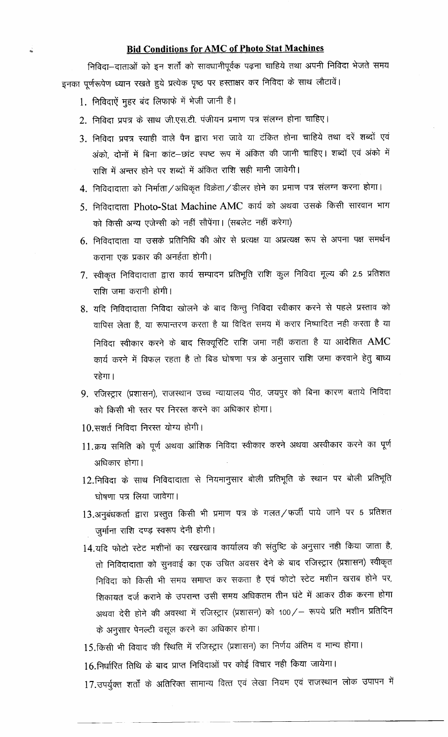## Bid Conditions for AMC of Photo Stat Machines

निविदा–दाताओं को इन शर्तों को सावधानीपूर्वक पढ़ना चाहिये तथा अपनी निविदा भेजते समय इनका पूर्णरूपेण ध्यान रखते हुये प्रत्येक पृष्ठ पर हस्ताक्षर कर निविदा के साथ लौटावें।

1. निविदाऐं मुहर बंद लिफाके में भेजी जानी है।
2. निविदा प्रपत्र के साथ जी.एस.टी. पंजीयन प्रमाण पत्र संलग्न होना चाहिए।
3. निविदा प्रपत्र स्याही वाले पैन द्वारा भरा जावे या टंकित होना चाहिये तथा दरें शब्दों एवं अंको, दोनों में बिना कांट–छांट स्पष्ट रूप में अंकित की जानी चाहिए। शब्दों एवं अंको में राशि में अन्तर होने पर शब्दों में अंकित राशि सही मानी जावेगी।
4. निविदादाता को निर्माता/अधिकृत विक्रेता/डीलर होने का प्रमाण पत्र संलग्न करना होगा।
5. निविदादाता Photo-Stat Machine AMC कार्य को अथवा उसके किसी सारवान भाग को किसी अन्य एजेन्सी को नहीं सौपेंगा। (सबलेट नहीं करेगा)
6. निविदादाता या उसके प्रतिनिधि की ओर से प्रत्यक्ष या अप्रत्यक्ष रूप से अपना पक्ष समर्थन कराना एक प्रकार की अनर्हता होगी।
7. स्वीकृत निविदादाता द्वारा कार्य सम्पादन प्रतिभूति राशि कुल निविदा मूल्य की 2.5 प्रतिशत राशि जमा करानी होगी।
8. यदि निविदादाता निविदा खोलने के बाद किन्तु निविदा स्वीकार करने से पहले प्रस्ताव को वापिस लेता है, या रूपान्तरण करता है या विदित समय में करार निष्पादित नही करता है या निविदा स्वीकार करने के बाद सिक्यूरिटि राशि जमा नहीं कराता है या आदेशित AMC कार्य करने में विफल रहता है तो बिड घोषणा पत्र के अनुसार राशि जमा करवाने हेतु बाध्य रहेगा।
9. रजिस्ट्रार (प्रशासन), राजस्थान उच्च न्यायालय पीठ, जयपुर को बिना कारण बताये निविदा को किसी भी स्तर पर निरस्त करने का अधिकार होगा।
10. सशर्त निविदा निरस्त योग्य होगी।
11. क्रय समिति को पूर्ण अथवा आंशिक निविदा स्वीकार करने अथवा अस्वीकार करने का पूर्ण अधिकार होगा।
12. निविदा के साथ निविदादाता से नियमानुसार बोली प्रतिभूति के स्थान पर बोली प्रतिभूति घोषणा पत्र लिया जावेगा।
13. अनुबंधकर्ता द्वारा प्रस्तुत किसी भी प्रमाण पत्र के गलत/फर्जी पाये जाने पर 5 प्रतिशत जुर्माना राशि दण्ड स्वरूप देनी होगी।
14. यदि फोटो स्टेट मशीनों का रखरखाव कार्यालय की संतुष्टि के अनुसार नही किया जाता है, तो निविदादाता को सुनवाई का एक उचित अवसर देने के बाद रजिस्ट्रार (प्रशासन) स्वीकृत निविदा को किसी भी समय समाप्त कर सकता है एवं फोटो स्टेट मशीन खराब होने पर, शिकायत दर्ज कराने के उपरान्त उसी समय अधिकतम तीन घंटे में आकर ठीक करना होगा अथवा देरी होने की अवस्था में रजिस्ट्रार (प्रशासन) को 100/– रूपये प्रति मशीन प्रतिदिन के अनुसार पेनल्टी वसूल करने का अधिकार होगा।
15. किसी भी विवाद की स्थिति में रजिस्ट्रार (प्रशासन) का निर्णय अंतिम व मान्य होगा।
16. निर्धारित तिथि के बाद प्राप्त निविदाओं पर कोई विचार नही किया जायेगा।
17. उपर्युक्त शर्तों के अतिरिक्त सामान्य वित्त एवं लेखा नियम एवं राजस्थान लोक उपापन में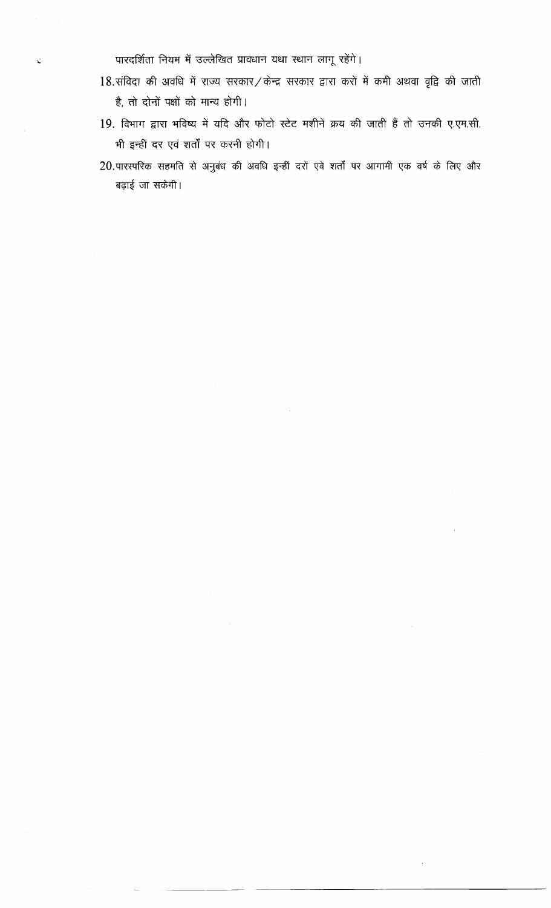पारदर्शिता नियम में उल्लेखित प्रावधान यथा स्थान लागू रहेंगे।

18. संविदा की अवधि में राज्य सरकार/केन्द्र सरकार द्वारा करों में कमी अथवा वृद्वि की जाती है, तो दोनों पक्षों को मान्य होगी।

19. विभाग द्वारा भविष्य में यदि और फोटो स्टेट मशीनें क्रय की जाती हैं तो उनकी ए.एम.सी. भी इन्हीं दर एवं शर्तों पर करनी होगी।

20. पारस्परिक सहमति से अनुबंध की अवधि इन्हीं दरों एवे शर्तों पर आगामी एक वर्ष के लिए और बढ़ाई जा सकेगी।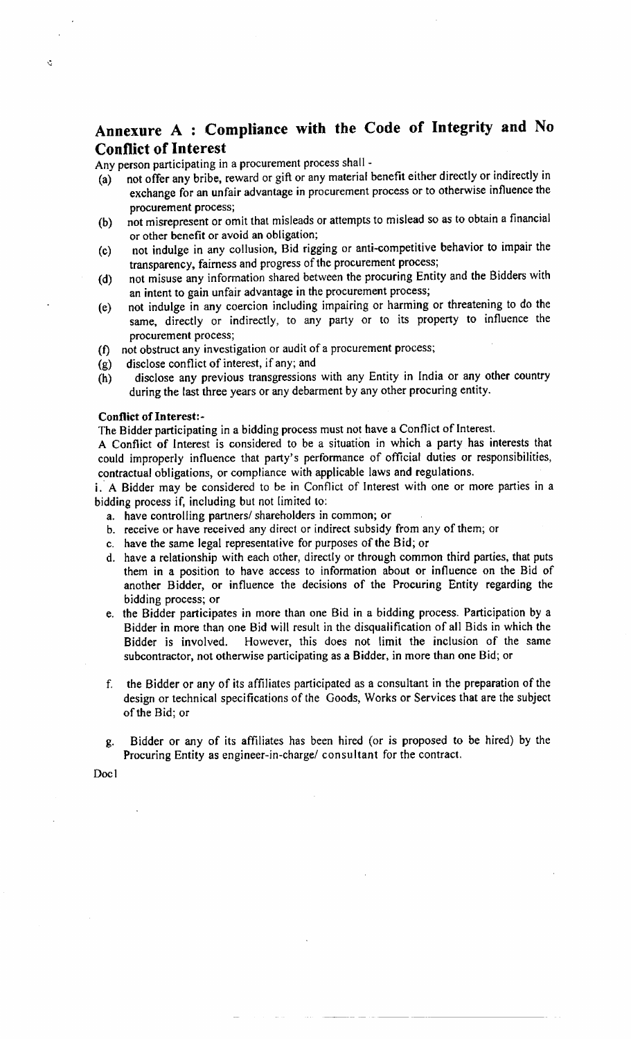## Annexure A : Compliance with the Code of Integrity and No Conflict of Interest

Any person participating in a procurement process shall -

(a) not offer any bribe, reward or gift or any material benefit either directly or indirectly in exchange for an unfair advantage in procurement process or to otherwise influence the procurement process;

(b) not misrepresent or omit that misleads or attempts to mislead so as to obtain a financial or other benefit or avoid an obligation;

(c) not indulge in any collusion, Bid rigging or anti-competitive behavior to impair the transparency, fairness and progress of the procurement process;

(d) not misuse any information shared between the procuring Entity and the Bidders with an intent to gain unfair advantage in the procurement process;

(e) not indulge in any coercion including impairing or harming or threatening to do the same, directly or indirectly, to any party or to its property to influence the procurement process;

(f) not obstruct any investigation or audit of a procurement process;

(g) disclose conflict of interest, if any; and

(h) disclose any previous transgressions with any Entity in India or any other country during the last three years or any debarment by any other procuring entity.

**Conflict of Interest:-**

The Bidder participating in a bidding process must not have a Conflict of Interest.

A Conflict of Interest is considered to be a situation in which a party has interests that could improperly influence that party's performance of official duties or responsibilities, contractual obligations, or compliance with applicable laws and regulations.

i. A Bidder may be considered to be in Conflict of Interest with one or more parties in a bidding process if, including but not limited to:

a. have controlling partners/ shareholders in common; or

b. receive or have received any direct or indirect subsidy from any of them; or

c. have the same legal representative for purposes of the Bid; or

d. have a relationship with each other, directly or through common third parties, that puts them in a position to have access to information about or influence on the Bid of another Bidder, or influence the decisions of the Procuring Entity regarding the bidding process; or

e. the Bidder participates in more than one Bid in a bidding process. Participation by a Bidder in more than one Bid will result in the disqualification of all Bids in which the Bidder is involved. However, this does not limit the inclusion of the same subcontractor, not otherwise participating as a Bidder, in more than one Bid; or

f. the Bidder or any of its affiliates participated as a consultant in the preparation of the design or technical specifications of the Goods, Works or Services that are the subject of the Bid; or

g. Bidder or any of its affiliates has been hired (or is proposed to be hired) by the Procuring Entity as engineer-in-charge/ consultant for the contract.

Doc1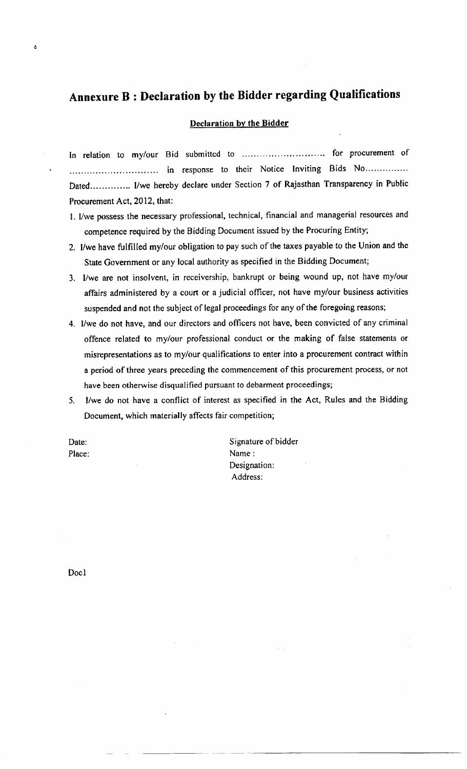# Annexure B : Declaration by the Bidder regarding Qualifications

**Declaration by the Bidder**

In relation to my/our Bid submitted to ............................ for procurement of .............................. in response to their Notice Inviting Bids No............... Dated.............. I/we hereby declare under Section 7 of Rajasthan Transparency in Public Procurement Act, 2012, that:

1. I/we possess the necessary professional, technical, financial and managerial resources and competence required by the Bidding Document issued by the Procuring Entity;
2. I/we have fulfilled my/our obligation to pay such of the taxes payable to the Union and the State Government or any local authority as specified in the Bidding Document;
3. I/we are not insolvent, in receivership, bankrupt or being wound up, not have my/our affairs administered by a court or a judicial officer, not have my/our business activities suspended and not the subject of legal proceedings for any of the foregoing reasons;
4. I/we do not have, and our directors and officers not have, been convicted of any criminal offence related to my/our professional conduct or the making of false statements or misrepresentations as to my/our qualifications to enter into a procurement contract within a period of three years preceding the commencement of this procurement process, or not have been otherwise disqualified pursuant to debarment proceedings;
5. I/we do not have a conflict of interest as specified in the Act, Rules and the Bidding Document, which materially affects fair competition;

Date:

Place:

Signature of bidder

Name :

Designation:

Address:

Doc1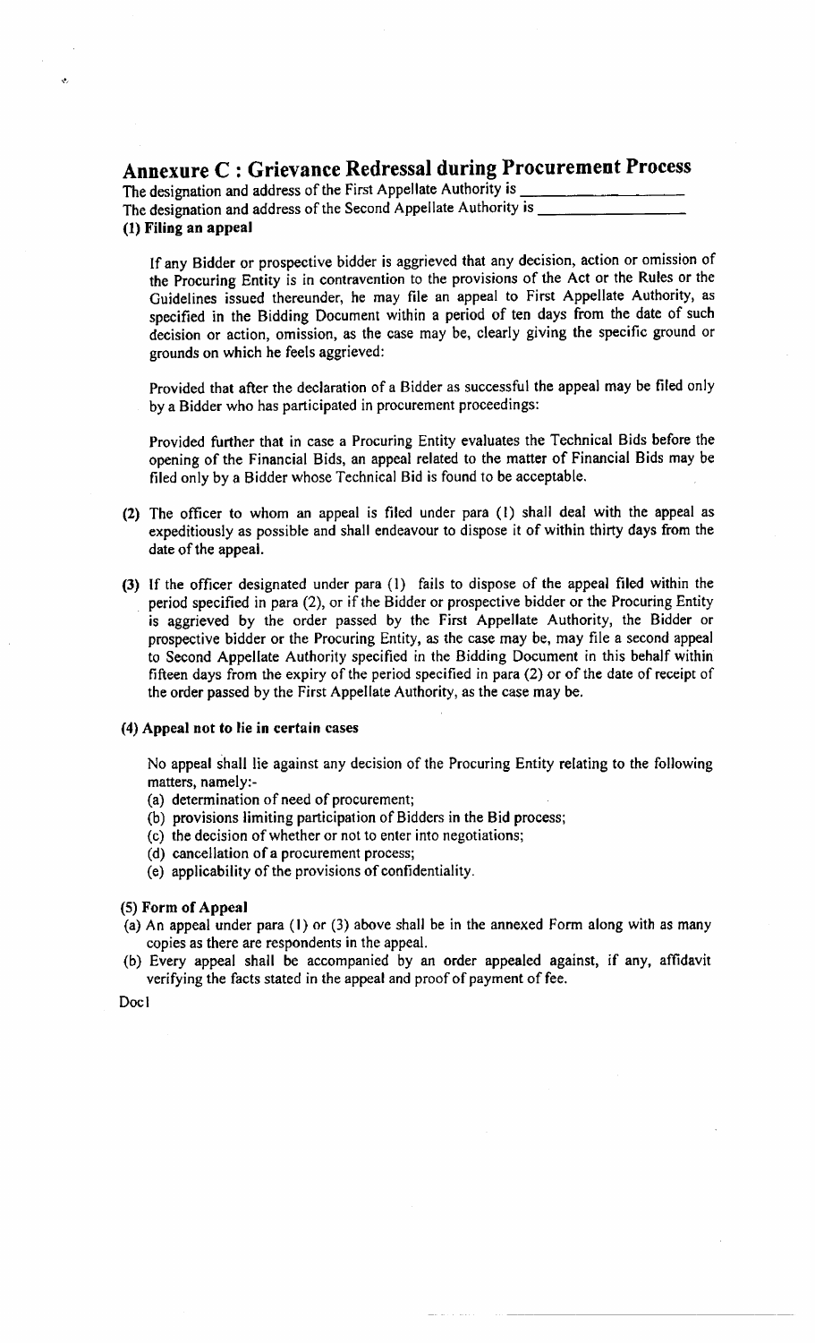## Annexure C : Grievance Redressal during Procurement Process

The designation and address of the First Appellate Authority is ____________________

The designation and address of the Second Appellate Authority is ____________________

**(1) Filing an appeal**

If any Bidder or prospective bidder is aggrieved that any decision, action or omission of the Procuring Entity is in contravention to the provisions of the Act or the Rules or the Guidelines issued thereunder, he may file an appeal to First Appellate Authority, as specified in the Bidding Document within a period of ten days from the date of such decision or action, omission, as the case may be, clearly giving the specific ground or grounds on which he feels aggrieved:

Provided that after the declaration of a Bidder as successful the appeal may be filed only by a Bidder who has participated in procurement proceedings:

Provided further that in case a Procuring Entity evaluates the Technical Bids before the opening of the Financial Bids, an appeal related to the matter of Financial Bids may be filed only by a Bidder whose Technical Bid is found to be acceptable.

**(2)** The officer to whom an appeal is filed under para (1) shall deal with the appeal as expeditiously as possible and shall endeavour to dispose it of within thirty days from the date of the appeal.

**(3)** If the officer designated under para (1) fails to dispose of the appeal filed within the period specified in para (2), or if the Bidder or prospective bidder or the Procuring Entity is aggrieved by the order passed by the First Appellate Authority, the Bidder or prospective bidder or the Procuring Entity, as the case may be, may file a second appeal to Second Appellate Authority specified in the Bidding Document in this behalf within fifteen days from the expiry of the period specified in para (2) or of the date of receipt of the order passed by the First Appellate Authority, as the case may be.

**(4) Appeal not to lie in certain cases**

No appeal shall lie against any decision of the Procuring Entity relating to the following matters, namely:-

(a) determination of need of procurement;
(b) provisions limiting participation of Bidders in the Bid process;
(c) the decision of whether or not to enter into negotiations;
(d) cancellation of a procurement process;
(e) applicability of the provisions of confidentiality.

**(5) Form of Appeal**

(a) An appeal under para (1) or (3) above shall be in the annexed Form along with as many copies as there are respondents in the appeal.
(b) Every appeal shall be accompanied by an order appealed against, if any, affidavit verifying the facts stated in the appeal and proof of payment of fee.

Doc1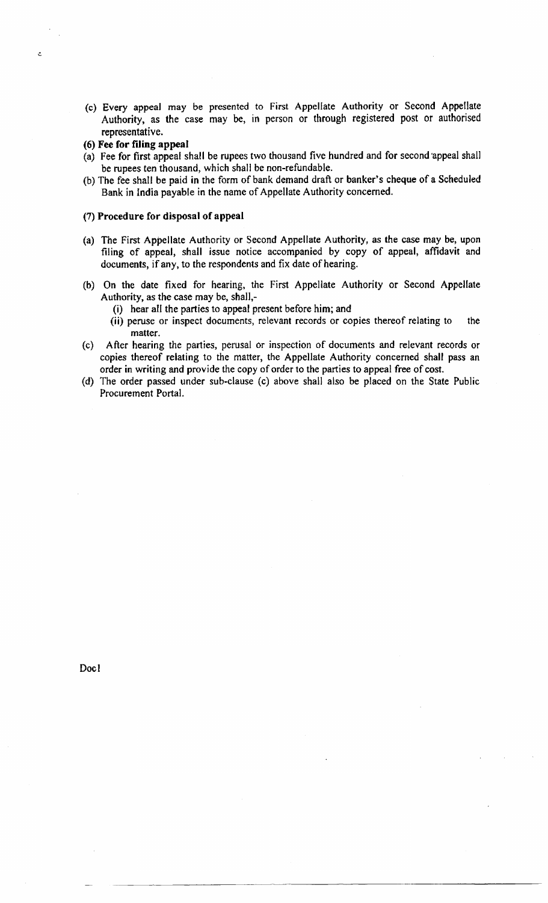(c) Every appeal may be presented to First Appellate Authority or Second Appellate Authority, as the case may be, in person or through registered post or authorised representative.

**(6) Fee for filing appeal**

(a) Fee for first appeal shall be rupees two thousand five hundred and for second appeal shall be rupees ten thousand, which shall be non-refundable.

(b) The fee shall be paid in the form of bank demand draft or banker's cheque of a Scheduled Bank in India payable in the name of Appellate Authority concerned.

**(7) Procedure for disposal of appeal**

(a) The First Appellate Authority or Second Appellate Authority, as the case may be, upon filing of appeal, shall issue notice accompanied by copy of appeal, affidavit and documents, if any, to the respondents and fix date of hearing.

(b) On the date fixed for hearing, the First Appellate Authority or Second Appellate Authority, as the case may be, shall,-

   (i) hear all the parties to appeal present before him; and

   (ii) peruse or inspect documents, relevant records or copies thereof relating to the matter.

(c) After hearing the parties, perusal or inspection of documents and relevant records or copies thereof relating to the matter, the Appellate Authority concerned shall pass an order in writing and provide the copy of order to the parties to appeal free of cost.

(d) The order passed under sub-clause (c) above shall also be placed on the State Public Procurement Portal.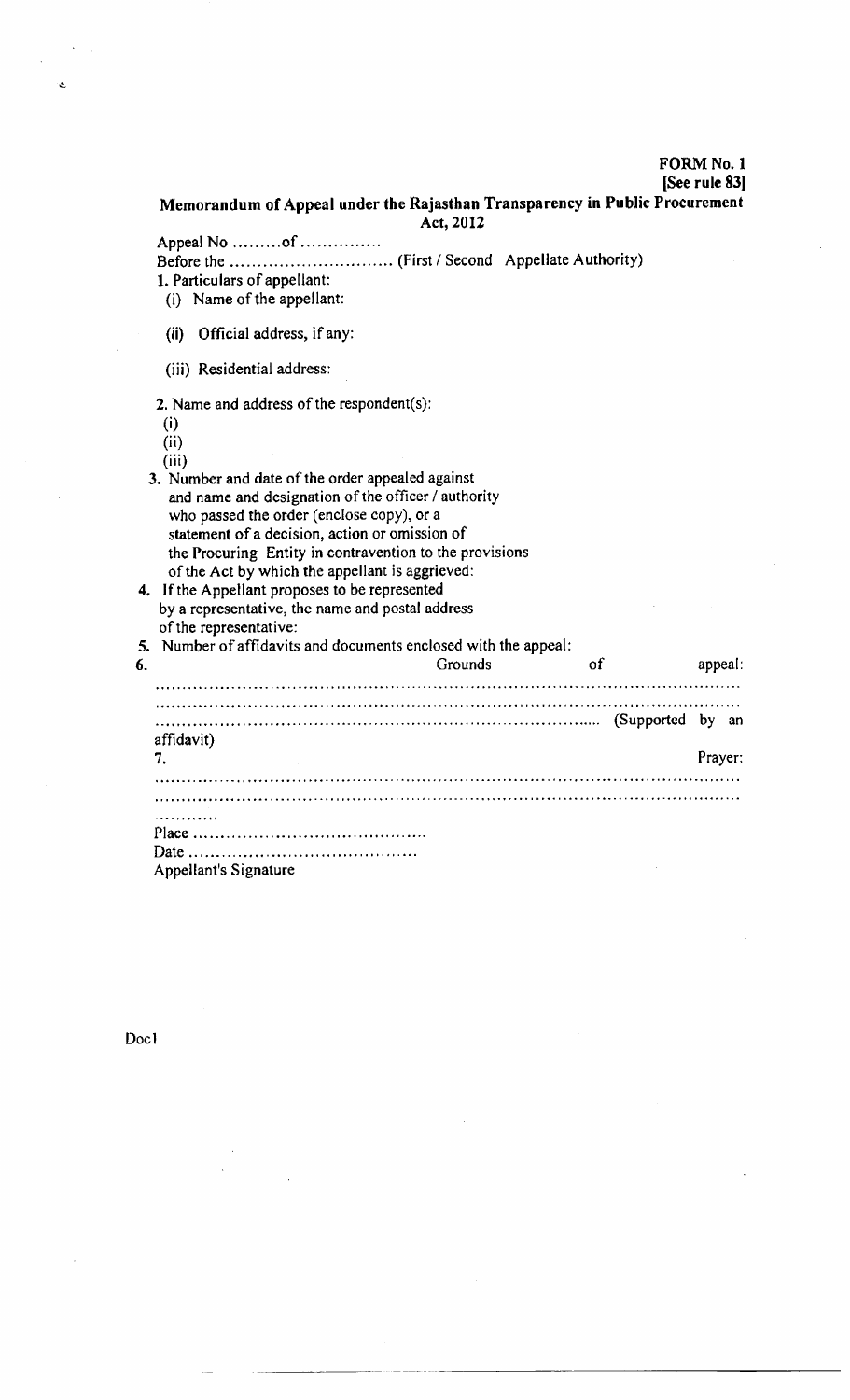**FORM No. 1**
**[See rule 83]**

## Memorandum of Appeal under the Rajasthan Transparency in Public Procurement Act, 2012

Appeal No .........of ...............

Before the .............................. (First / Second Appellate Authority)

**1.** Particulars of appellant:

(i) Name of the appellant:

(ii) Official address, if any:

(iii) Residential address:

**2.** Name and address of the respondent(s):

(i)

(ii)

(iii)

**3.** Number and date of the order appealed against and name and designation of the officer / authority who passed the order (enclose copy), or a statement of a decision, action or omission of the Procuring Entity in contravention to the provisions of the Act by which the appellant is aggrieved:

**4.** If the Appellant proposes to be represented by a representative, the name and postal address of the representative:

**5.** Number of affidavits and documents enclosed with the appeal:

**6.** Grounds of appeal:

.....................................................................................................

.....................................................................................................

..................................................................................... (Supported by an affidavit)

**7.** Prayer:

.....................................................................................................

.....................................................................................................

............

Place ..........................................

Date ..........................................

Appellant's Signature

Doc1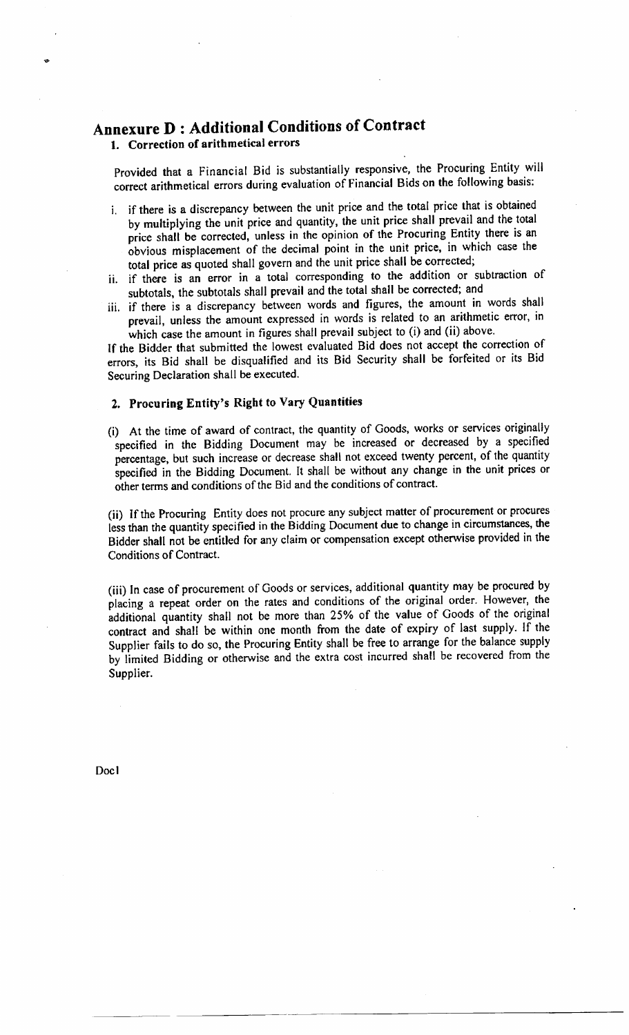# Annexure D : Additional Conditions of Contract

## 1. Correction of arithmetical errors

Provided that a Financial Bid is substantially responsive, the Procuring Entity will correct arithmetical errors during evaluation of Financial Bids on the following basis:

i. if there is a discrepancy between the unit price and the total price that is obtained by multiplying the unit price and quantity, the unit price shall prevail and the total price shall be corrected, unless in the opinion of the Procuring Entity there is an obvious misplacement of the decimal point in the unit price, in which case the total price as quoted shall govern and the unit price shall be corrected;

ii. if there is an error in a total corresponding to the addition or subtraction of subtotals, the subtotals shall prevail and the total shall be corrected; and

iii. if there is a discrepancy between words and figures, the amount in words shall prevail, unless the amount expressed in words is related to an arithmetic error, in which case the amount in figures shall prevail subject to (i) and (ii) above.

If the Bidder that submitted the lowest evaluated Bid does not accept the correction of errors, its Bid shall be disqualified and its Bid Security shall be forfeited or its Bid Securing Declaration shall be executed.

## 2. Procuring Entity's Right to Vary Quantities

(i) At the time of award of contract, the quantity of Goods, works or services originally specified in the Bidding Document may be increased or decreased by a specified percentage, but such increase or decrease shall not exceed twenty percent, of the quantity specified in the Bidding Document. It shall be without any change in the unit prices or other terms and conditions of the Bid and the conditions of contract.

(ii) If the Procuring Entity does not procure any subject matter of procurement or procures less than the quantity specified in the Bidding Document due to change in circumstances, the Bidder shall not be entitled for any claim or compensation except otherwise provided in the Conditions of Contract.

(iii) In case of procurement of Goods or services, additional quantity may be procured by placing a repeat order on the rates and conditions of the original order. However, the additional quantity shall not be more than 25% of the value of Goods of the original contract and shall be within one month from the date of expiry of last supply. If the Supplier fails to do so, the Procuring Entity shall be free to arrange for the balance supply by limited Bidding or otherwise and the extra cost incurred shall be recovered from the Supplier.

Doc1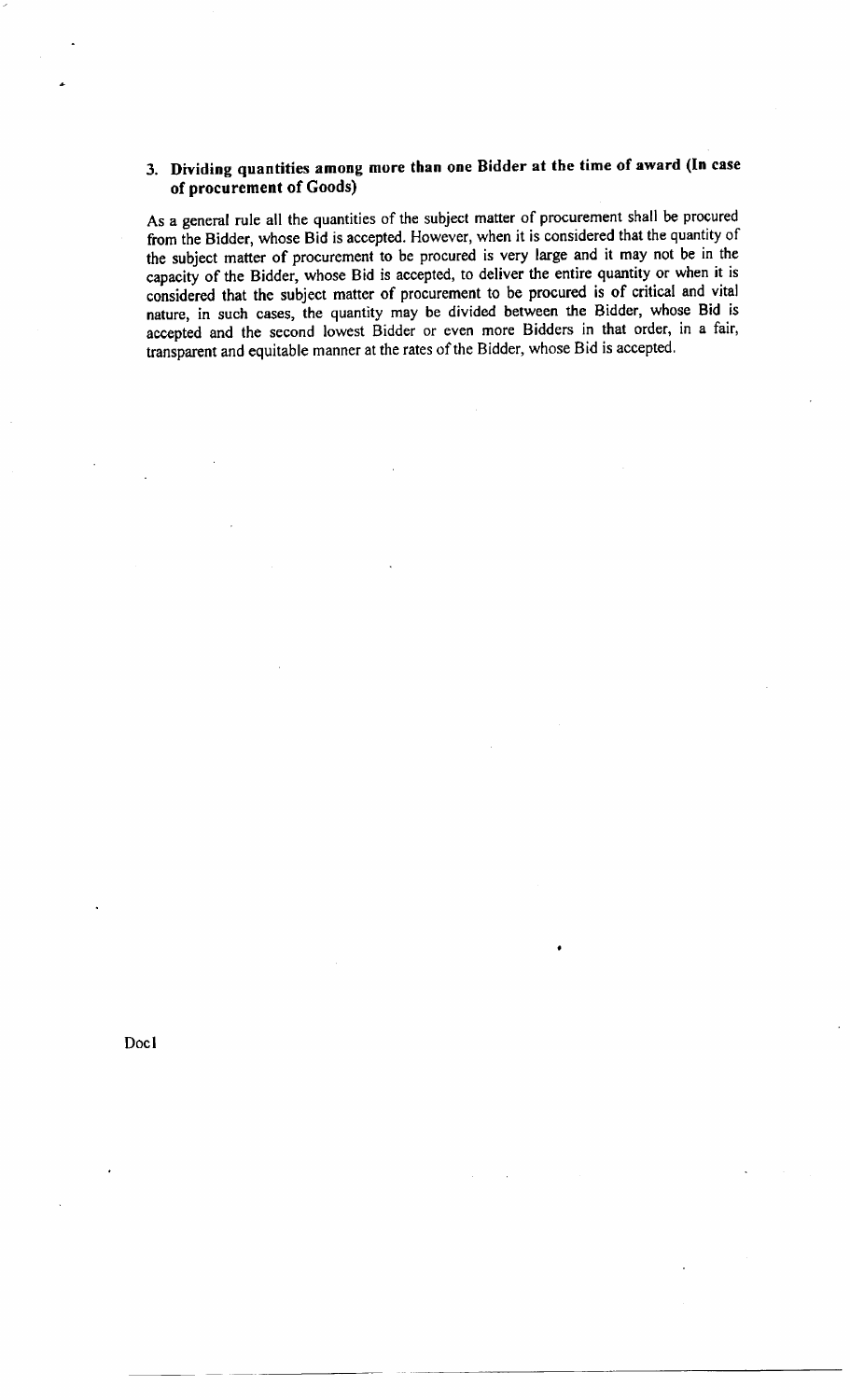### 3. Dividing quantities among more than one Bidder at the time of award (In case of procurement of Goods)

As a general rule all the quantities of the subject matter of procurement shall be procured from the Bidder, whose Bid is accepted. However, when it is considered that the quantity of the subject matter of procurement to be procured is very large and it may not be in the capacity of the Bidder, whose Bid is accepted, to deliver the entire quantity or when it is considered that the subject matter of procurement to be procured is of critical and vital nature, in such cases, the quantity may be divided between the Bidder, whose Bid is accepted and the second lowest Bidder or even more Bidders in that order, in a fair, transparent and equitable manner at the rates of the Bidder, whose Bid is accepted.

Doc1